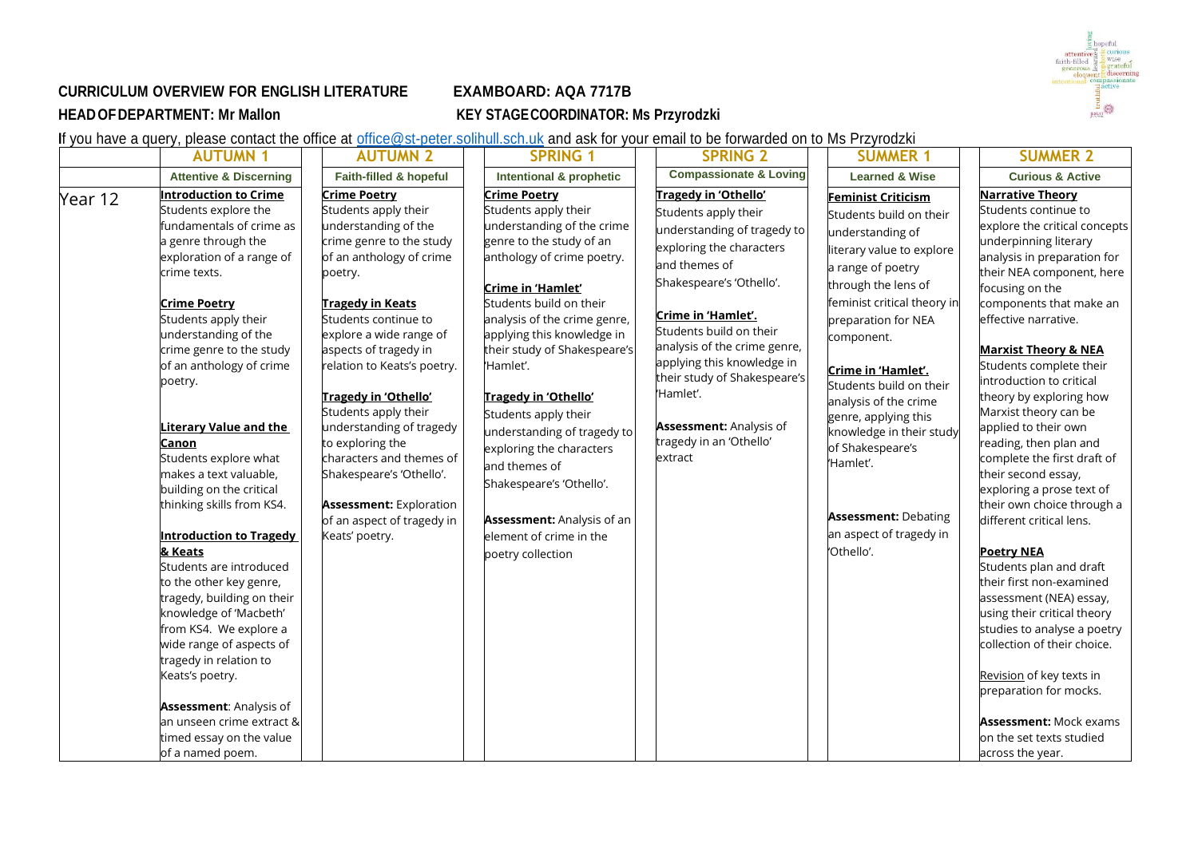**CURRICULUM OVERVIEW FOR ENGLISH LITERATURE EXAMBOARD: AQA 7717B**

**HEAD OF DEPARTMENT: Mr Mallon KEY STAGE COORDINATOR: Ms Przyrodzki**

If you have a query, please contact the office at office@st-peter.solihull.sch.uk and ask for your email to be forwarded on to Ms Przyrodzki

| | AUTUMN 1 | AUTUMN 2 | SPRING 1 | SPRING 2 | SUMMER 1 | SUMMER 2 |
|---|---|---|---|---|---|---|
| | Attentive & Discerning | Faith-filled & hopeful | Intentional & prophetic | Compassionate & Loving | Learned & Wise | Curious & Active |
| Year 12 | **Introduction to Crime**<br>Students explore the fundamentals of crime as a genre through the exploration of a range of crime texts.<br><br>**Crime Poetry**<br>Students apply their understanding of the crime genre to the study of an anthology of crime poetry.<br><br>**Literary Value and the Canon**<br>Students explore what makes a text valuable, building on the critical thinking skills from KS4.<br><br>**Introduction to Tragedy & Keats**<br>Students are introduced to the other key genre, tragedy, building on their knowledge of 'Macbeth' from KS4. We explore a wide range of aspects of tragedy in relation to Keats's poetry.<br><br>**Assessment**: Analysis of an unseen crime extract & timed essay on the value of a named poem. | **Crime Poetry**<br>Students apply their understanding of the crime genre to the study of an anthology of crime poetry.<br><br>**Tragedy in Keats**<br>Students continue to explore a wide range of aspects of tragedy in relation to Keats's poetry.<br><br>**Tragedy in 'Othello'**<br>Students apply their understanding of tragedy to exploring the characters and themes of Shakespeare's 'Othello'.<br><br>**Assessment:** Exploration of an aspect of tragedy in Keats' poetry. | **Crime Poetry**<br>Students apply their understanding of the crime genre to the study of an anthology of crime poetry.<br><br>**Crime in 'Hamlet'**<br>Students build on their analysis of the crime genre, applying this knowledge in their study of Shakespeare's 'Hamlet'.<br><br>**Tragedy in 'Othello'**<br>Students apply their understanding of tragedy to exploring the characters and themes of Shakespeare's 'Othello'.<br><br>**Assessment:** Analysis of an element of crime in the poetry collection | **Tragedy in 'Othello'**<br>Students apply their understanding of tragedy to exploring the characters and themes of Shakespeare's 'Othello'.<br><br>**Crime in 'Hamlet'.**<br>Students build on their analysis of the crime genre, applying this knowledge in their study of Shakespeare's 'Hamlet'.<br><br>**Assessment:** Analysis of tragedy in an 'Othello' extract | **Feminist Criticism**<br>Students build on their understanding of literary value to explore a range of poetry through the lens of feminist critical theory in preparation for NEA component.<br><br>**Crime in 'Hamlet'.**<br>Students build on their analysis of the crime genre, applying this knowledge in their study of Shakespeare's 'Hamlet'.<br><br>**Assessment:** Debating an aspect of tragedy in 'Othello'. | **Narrative Theory**<br>Students continue to explore the critical concepts underpinning literary analysis in preparation for their NEA component, here focusing on the components that make an effective narrative.<br><br>**Marxist Theory & NEA**<br>Students complete their introduction to critical theory by exploring how Marxist theory can be applied to their own reading, then plan and complete the first draft of their second essay, exploring a prose text of their own choice through a different critical lens.<br><br>**Poetry NEA**<br>Students plan and draft their first non-examined assessment (NEA) essay, using their critical theory studies to analyse a poetry collection of their choice.<br><br>Revision of key texts in preparation for mocks.<br><br>**Assessment:** Mock exams on the set texts studied across the year. |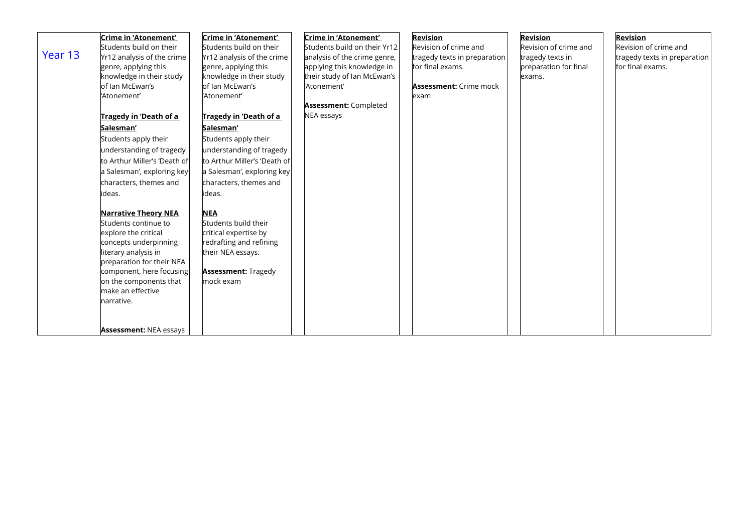| | | | | | | |
|---|---|---|---|---|---|---|
| Year 13 | **Crime in 'Atonement'** Students build on their Yr12 analysis of the crime genre, applying this knowledge in their study of Ian McEwan's 'Atonement'<br><br>**Tragedy in 'Death of a Salesman'** Students apply their understanding of tragedy to Arthur Miller's 'Death of a Salesman', exploring key characters, themes and ideas.<br><br>**Narrative Theory NEA** Students continue to explore the critical concepts underpinning literary analysis in preparation for their NEA component, here focusing on the components that make an effective narrative.<br><br>**Assessment:** NEA essays | **Crime in 'Atonement'** Students build on their Yr12 analysis of the crime genre, applying this knowledge in their study of Ian McEwan's 'Atonement'<br><br>**Tragedy in 'Death of a Salesman'** Students apply their understanding of tragedy to Arthur Miller's 'Death of a Salesman', exploring key characters, themes and ideas.<br><br>**NEA** Students build their critical expertise by redrafting and refining their NEA essays.<br><br>**Assessment:** Tragedy mock exam | **Crime in 'Atonement'** Students build on their Yr12 analysis of the crime genre, applying this knowledge in their study of Ian McEwan's 'Atonement'<br><br>**Assessment:** Completed NEA essays | **Revision** Revision of crime and tragedy texts in preparation for final exams.<br><br>**Assessment:** Crime mock exam | **Revision** Revision of crime and tragedy texts in preparation for final exams. | **Revision** Revision of crime and tragedy texts in preparation for final exams. |